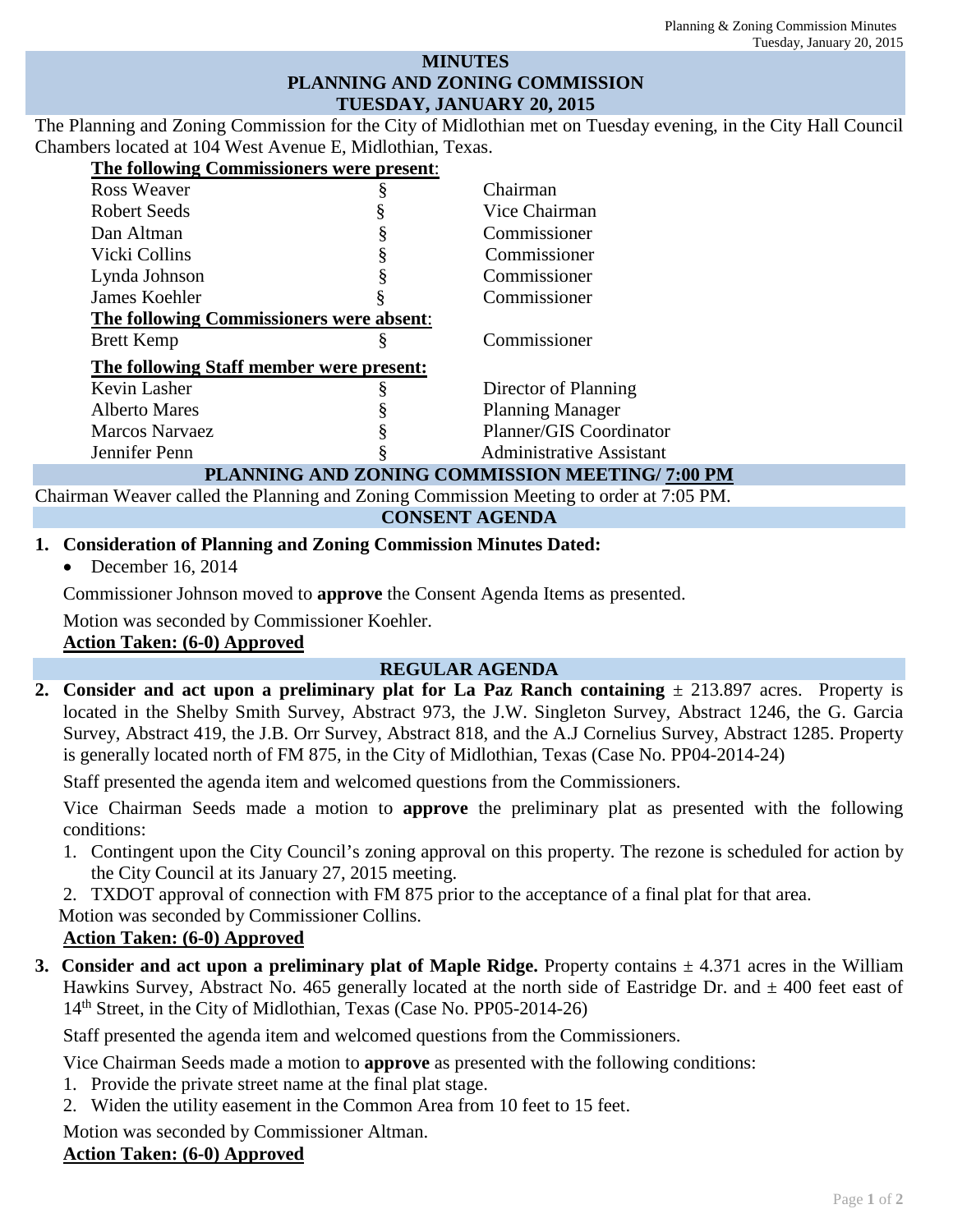# MINUTES
# PLANNING AND ZONING COMMISSION
# TUESDAY, JANUARY 20, 2015

The Planning and Zoning Commission for the City of Midlothian met on Tuesday evening, in the City Hall Council Chambers located at 104 West Avenue E, Midlothian, Texas.

**The following Commissioners were present**:

| | | |
|---|---|---|
| Ross Weaver | § | Chairman |
| Robert Seeds | § | Vice Chairman |
| Dan Altman | § | Commissioner |
| Vicki Collins | § | Commissioner |
| Lynda Johnson | § | Commissioner |
| James Koehler | § | Commissioner |

**The following Commissioners were absent**:

| | | |
|---|---|---|
| Brett Kemp | § | Commissioner |

**The following Staff member were present:**

| | | |
|---|---|---|
| Kevin Lasher | § | Director of Planning |
| Alberto Mares | § | Planning Manager |
| Marcos Narvaez | § | Planner/GIS Coordinator |
| Jennifer Penn | § | Administrative Assistant |

## PLANNING AND ZONING COMMISSION MEETING/ 7:00 PM

Chairman Weaver called the Planning and Zoning Commission Meeting to order at 7:05 PM.

## CONSENT AGENDA

**1. Consideration of Planning and Zoning Commission Minutes Dated:**

- December 16, 2014

Commissioner Johnson moved to **approve** the Consent Agenda Items as presented.

Motion was seconded by Commissioner Koehler.

**Action Taken: (6-0) Approved**

## REGULAR AGENDA

**2. Consider and act upon a preliminary plat for La Paz Ranch containing** ± 213.897 acres. Property is located in the Shelby Smith Survey, Abstract 973, the J.W. Singleton Survey, Abstract 1246, the G. Garcia Survey, Abstract 419, the J.B. Orr Survey, Abstract 818, and the A.J Cornelius Survey, Abstract 1285. Property is generally located north of FM 875, in the City of Midlothian, Texas (Case No. PP04-2014-24)

Staff presented the agenda item and welcomed questions from the Commissioners.

Vice Chairman Seeds made a motion to **approve** the preliminary plat as presented with the following conditions:

1. Contingent upon the City Council's zoning approval on this property. The rezone is scheduled for action by the City Council at its January 27, 2015 meeting.
2. TXDOT approval of connection with FM 875 prior to the acceptance of a final plat for that area.

Motion was seconded by Commissioner Collins.

**Action Taken: (6-0) Approved**

**3. Consider and act upon a preliminary plat of Maple Ridge.** Property contains ± 4.371 acres in the William Hawkins Survey, Abstract No. 465 generally located at the north side of Eastridge Dr. and ± 400 feet east of 14th Street, in the City of Midlothian, Texas (Case No. PP05-2014-26)

Staff presented the agenda item and welcomed questions from the Commissioners.

Vice Chairman Seeds made a motion to **approve** as presented with the following conditions:

1. Provide the private street name at the final plat stage.
2. Widen the utility easement in the Common Area from 10 feet to 15 feet.

Motion was seconded by Commissioner Altman.

**Action Taken: (6-0) Approved**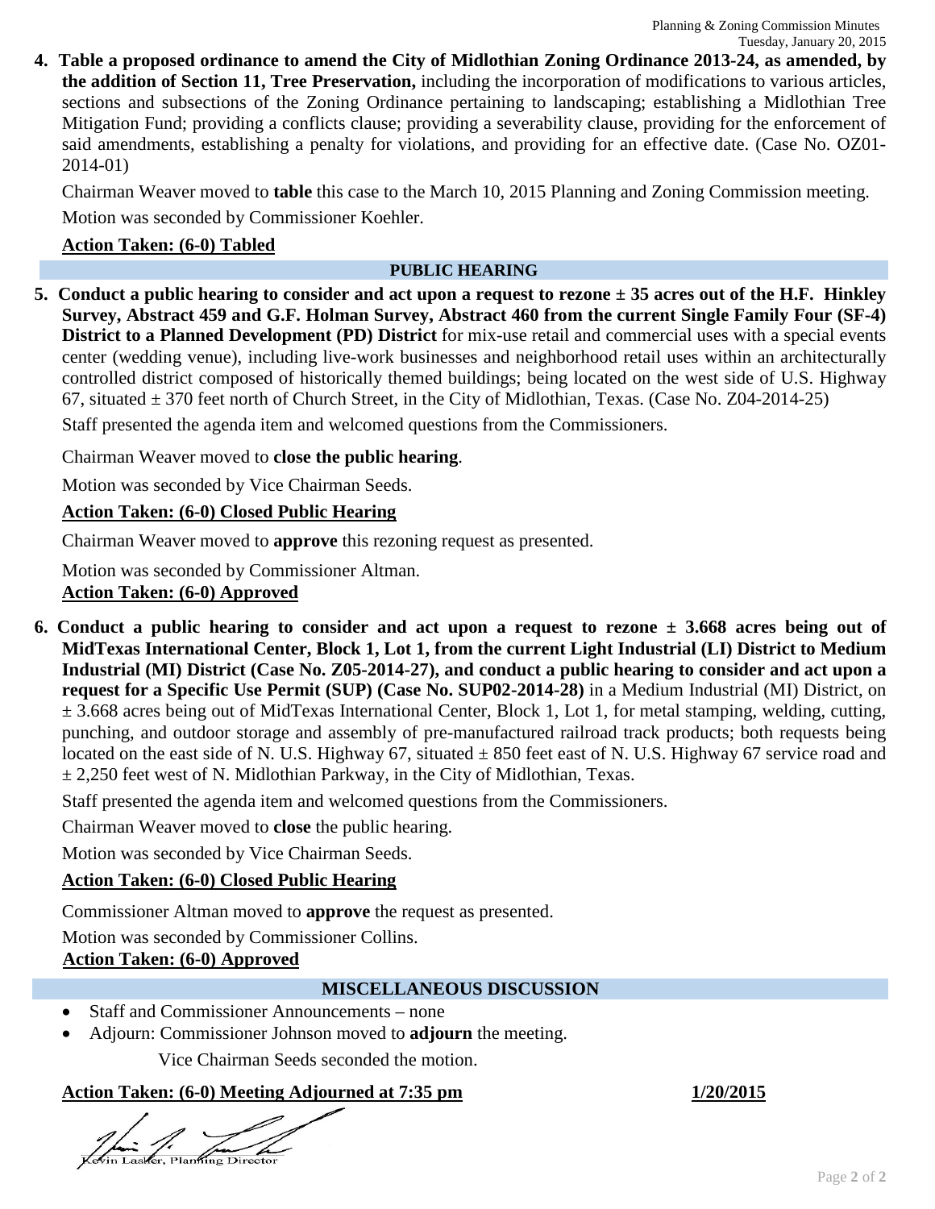**4. Table a proposed ordinance to amend the City of Midlothian Zoning Ordinance 2013-24, as amended, by the addition of Section 11, Tree Preservation,** including the incorporation of modifications to various articles, sections and subsections of the Zoning Ordinance pertaining to landscaping; establishing a Midlothian Tree Mitigation Fund; providing a conflicts clause; providing a severability clause, providing for the enforcement of said amendments, establishing a penalty for violations, and providing for an effective date. (Case No. OZ01-2014-01)

Chairman Weaver moved to **table** this case to the March 10, 2015 Planning and Zoning Commission meeting.

Motion was seconded by Commissioner Koehler.

**Action Taken: (6-0) Tabled**

## PUBLIC HEARING

**5. Conduct a public hearing to consider and act upon a request to rezone ± 35 acres out of the H.F. Hinkley Survey, Abstract 459 and G.F. Holman Survey, Abstract 460 from the current Single Family Four (SF-4) District to a Planned Development (PD) District** for mix-use retail and commercial uses with a special events center (wedding venue), including live-work businesses and neighborhood retail uses within an architecturally controlled district composed of historically themed buildings; being located on the west side of U.S. Highway 67, situated ± 370 feet north of Church Street, in the City of Midlothian, Texas. (Case No. Z04-2014-25)

Staff presented the agenda item and welcomed questions from the Commissioners.

Chairman Weaver moved to **close the public hearing**.

Motion was seconded by Vice Chairman Seeds.

**Action Taken: (6-0) Closed Public Hearing**

Chairman Weaver moved to **approve** this rezoning request as presented.

Motion was seconded by Commissioner Altman.

**Action Taken: (6-0) Approved**

**6. Conduct a public hearing to consider and act upon a request to rezone ± 3.668 acres being out of MidTexas International Center, Block 1, Lot 1, from the current Light Industrial (LI) District to Medium Industrial (MI) District (Case No. Z05-2014-27), and conduct a public hearing to consider and act upon a request for a Specific Use Permit (SUP) (Case No. SUP02-2014-28)** in a Medium Industrial (MI) District, on ± 3.668 acres being out of MidTexas International Center, Block 1, Lot 1, for metal stamping, welding, cutting, punching, and outdoor storage and assembly of pre-manufactured railroad track products; both requests being located on the east side of N. U.S. Highway 67, situated ± 850 feet east of N. U.S. Highway 67 service road and ± 2,250 feet west of N. Midlothian Parkway, in the City of Midlothian, Texas.

Staff presented the agenda item and welcomed questions from the Commissioners.

Chairman Weaver moved to **close** the public hearing.

Motion was seconded by Vice Chairman Seeds.

**Action Taken: (6-0) Closed Public Hearing**

Commissioner Altman moved to **approve** the request as presented.

Motion was seconded by Commissioner Collins.

**Action Taken: (6-0) Approved**

## MISCELLANEOUS DISCUSSION

- Staff and Commissioner Announcements – none
- Adjourn: Commissioner Johnson moved to **adjourn** the meeting.

  Vice Chairman Seeds seconded the motion.

**Action Taken: (6-0) Meeting Adjourned at 7:35 pm** **1/20/2015**

Kevin Lasher, Planning Director